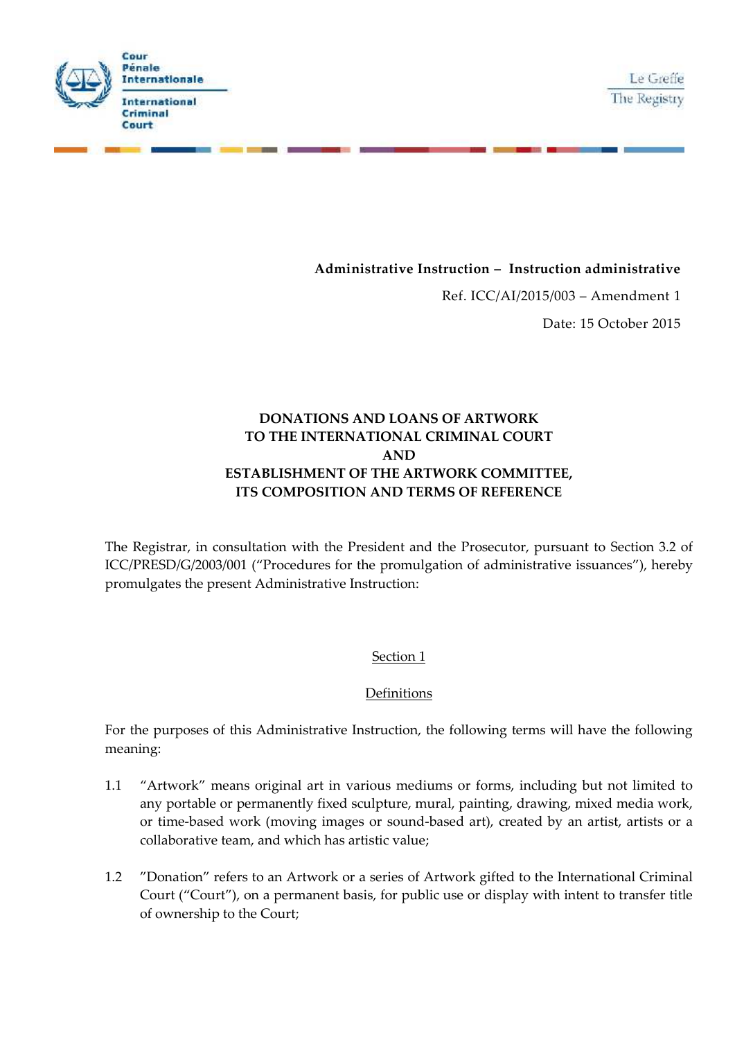Cour Pénale Internationale

International Criminal Court

Le Greffe

The Registry

**Administrative Instruction – Instruction administrative**

Ref. ICC/AI/2015/003 – Amendment 1

Date: 15 October 2015

# DONATIONS AND LOANS OF ARTWORK TO THE INTERNATIONAL CRIMINAL COURT AND ESTABLISHMENT OF THE ARTWORK COMMITTEE, ITS COMPOSITION AND TERMS OF REFERENCE

The Registrar, in consultation with the President and the Prosecutor, pursuant to Section 3.2 of ICC/PRESD/G/2003/001 ("Procedures for the promulgation of administrative issuances"), hereby promulgates the present Administrative Instruction:

## Section 1

### Definitions

For the purposes of this Administrative Instruction, the following terms will have the following meaning:

1.1 "Artwork" means original art in various mediums or forms, including but not limited to any portable or permanently fixed sculpture, mural, painting, drawing, mixed media work, or time-based work (moving images or sound-based art), created by an artist, artists or a collaborative team, and which has artistic value;

1.2 "Donation" refers to an Artwork or a series of Artwork gifted to the International Criminal Court ("Court"), on a permanent basis, for public use or display with intent to transfer title of ownership to the Court;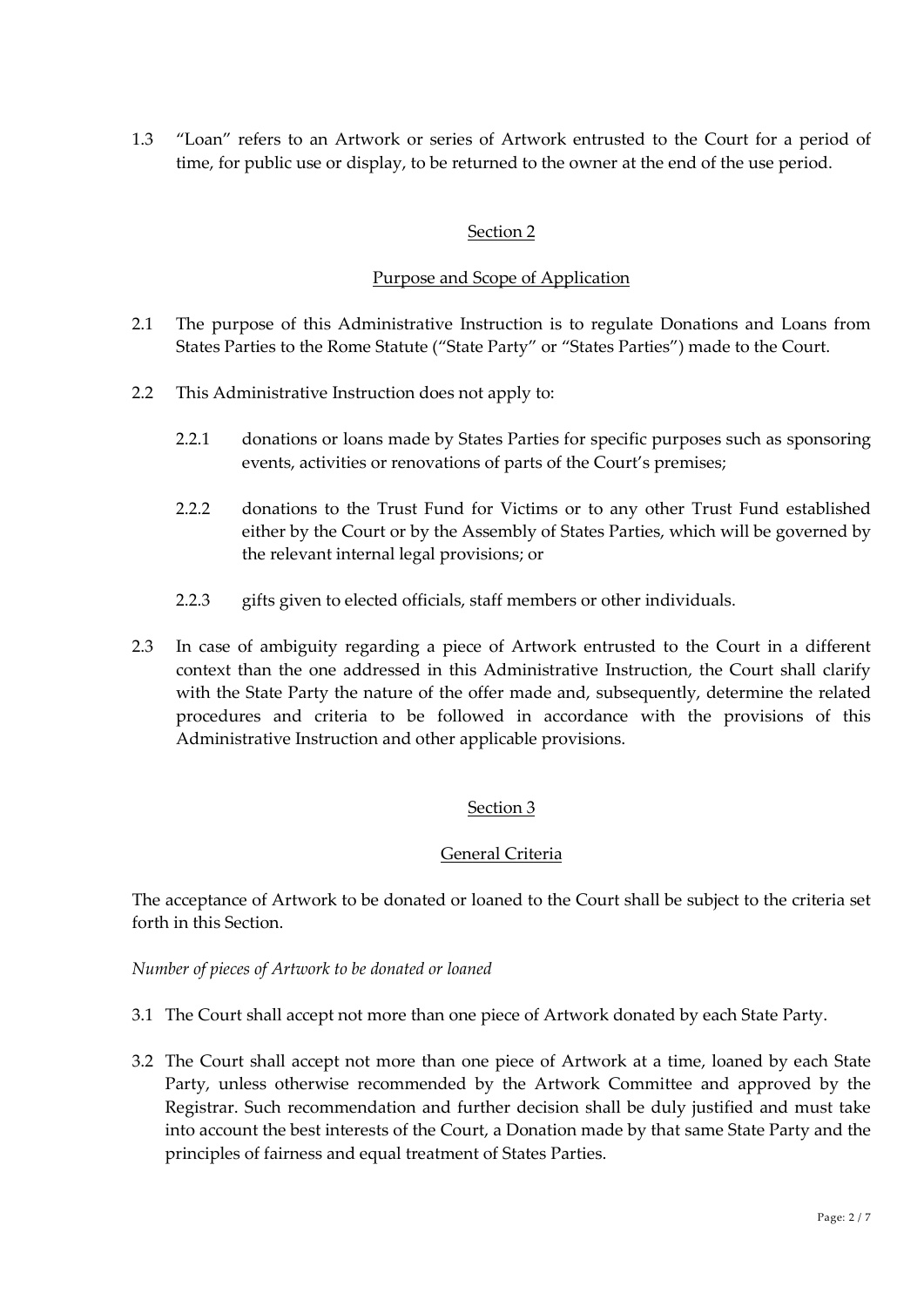1.3 “Loan” refers to an Artwork or series of Artwork entrusted to the Court for a period of time, for public use or display, to be returned to the owner at the end of the use period.

## Section 2

## Purpose and Scope of Application

2.1 The purpose of this Administrative Instruction is to regulate Donations and Loans from States Parties to the Rome Statute (“State Party” or “States Parties”) made to the Court.

2.2 This Administrative Instruction does not apply to:

2.2.1 donations or loans made by States Parties for specific purposes such as sponsoring events, activities or renovations of parts of the Court’s premises;

2.2.2 donations to the Trust Fund for Victims or to any other Trust Fund established either by the Court or by the Assembly of States Parties, which will be governed by the relevant internal legal provisions; or

2.2.3 gifts given to elected officials, staff members or other individuals.

2.3 In case of ambiguity regarding a piece of Artwork entrusted to the Court in a different context than the one addressed in this Administrative Instruction, the Court shall clarify with the State Party the nature of the offer made and, subsequently, determine the related procedures and criteria to be followed in accordance with the provisions of this Administrative Instruction and other applicable provisions.

## Section 3

## General Criteria

The acceptance of Artwork to be donated or loaned to the Court shall be subject to the criteria set forth in this Section.

*Number of pieces of Artwork to be donated or loaned*

3.1 The Court shall accept not more than one piece of Artwork donated by each State Party.

3.2 The Court shall accept not more than one piece of Artwork at a time, loaned by each State Party, unless otherwise recommended by the Artwork Committee and approved by the Registrar. Such recommendation and further decision shall be duly justified and must take into account the best interests of the Court, a Donation made by that same State Party and the principles of fairness and equal treatment of States Parties.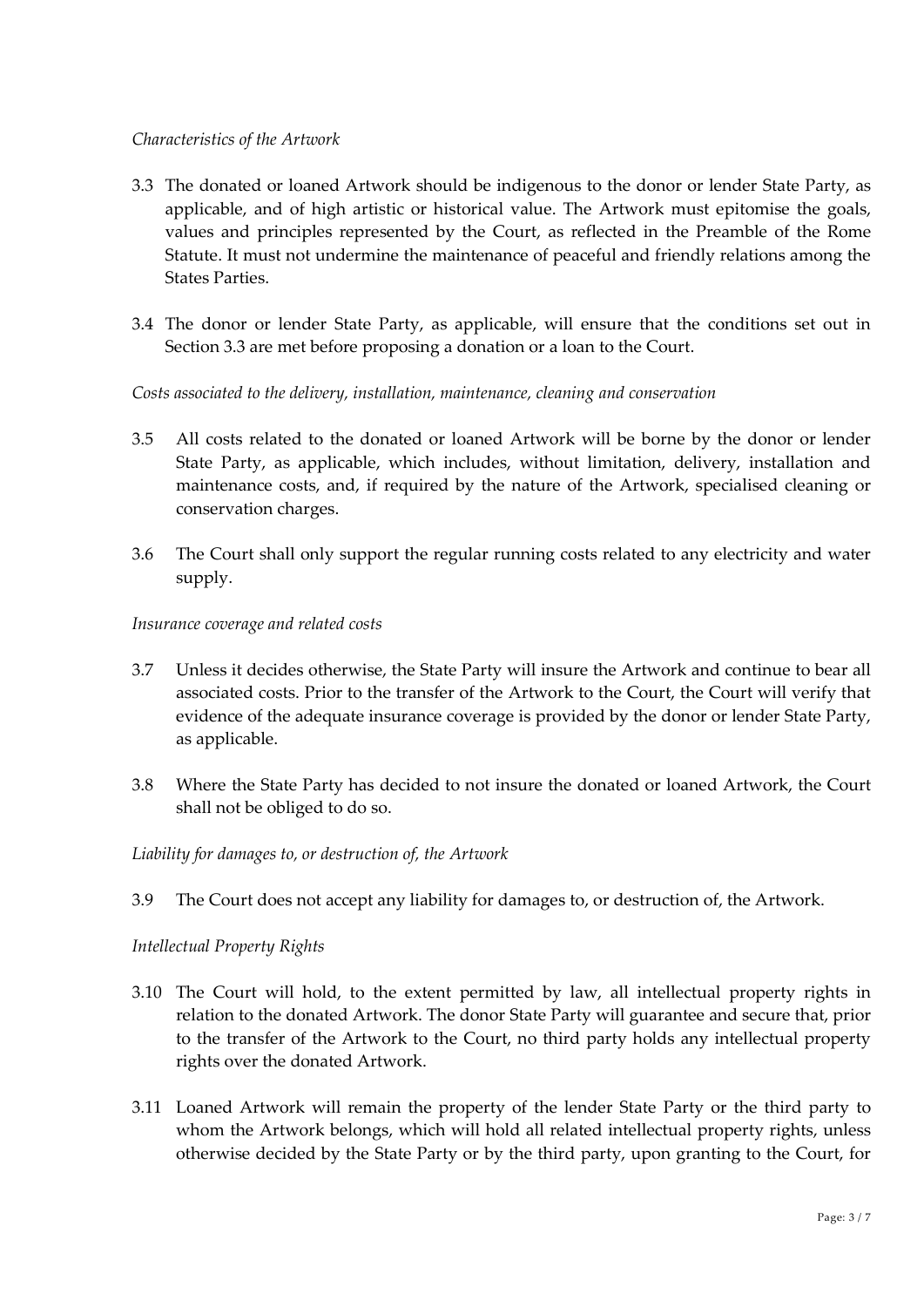*Characteristics of the Artwork*

3.3 The donated or loaned Artwork should be indigenous to the donor or lender State Party, as applicable, and of high artistic or historical value. The Artwork must epitomise the goals, values and principles represented by the Court, as reflected in the Preamble of the Rome Statute. It must not undermine the maintenance of peaceful and friendly relations among the States Parties.

3.4 The donor or lender State Party, as applicable, will ensure that the conditions set out in Section 3.3 are met before proposing a donation or a loan to the Court.

*Costs associated to the delivery, installation, maintenance, cleaning and conservation*

3.5 All costs related to the donated or loaned Artwork will be borne by the donor or lender State Party, as applicable, which includes, without limitation, delivery, installation and maintenance costs, and, if required by the nature of the Artwork, specialised cleaning or conservation charges.

3.6 The Court shall only support the regular running costs related to any electricity and water supply.

*Insurance coverage and related costs*

3.7 Unless it decides otherwise, the State Party will insure the Artwork and continue to bear all associated costs. Prior to the transfer of the Artwork to the Court, the Court will verify that evidence of the adequate insurance coverage is provided by the donor or lender State Party, as applicable.

3.8 Where the State Party has decided to not insure the donated or loaned Artwork, the Court shall not be obliged to do so.

*Liability for damages to, or destruction of, the Artwork*

3.9 The Court does not accept any liability for damages to, or destruction of, the Artwork.

*Intellectual Property Rights*

3.10 The Court will hold, to the extent permitted by law, all intellectual property rights in relation to the donated Artwork. The donor State Party will guarantee and secure that, prior to the transfer of the Artwork to the Court, no third party holds any intellectual property rights over the donated Artwork.

3.11 Loaned Artwork will remain the property of the lender State Party or the third party to whom the Artwork belongs, which will hold all related intellectual property rights, unless otherwise decided by the State Party or by the third party, upon granting to the Court, for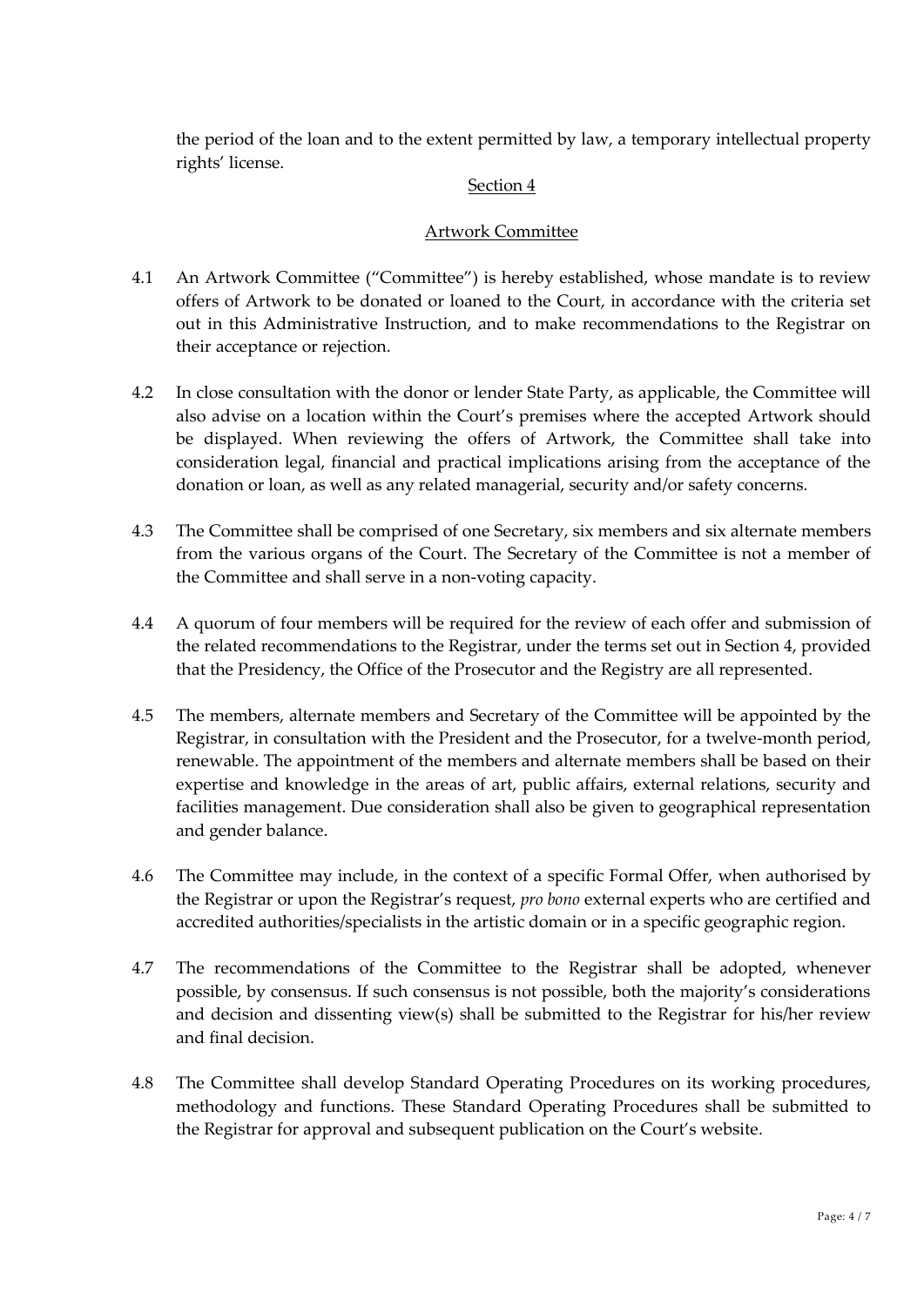the period of the loan and to the extent permitted by law, a temporary intellectual property rights' license.

## Section 4

## Artwork Committee

4.1 An Artwork Committee ("Committee") is hereby established, whose mandate is to review offers of Artwork to be donated or loaned to the Court, in accordance with the criteria set out in this Administrative Instruction, and to make recommendations to the Registrar on their acceptance or rejection.

4.2 In close consultation with the donor or lender State Party, as applicable, the Committee will also advise on a location within the Court's premises where the accepted Artwork should be displayed. When reviewing the offers of Artwork, the Committee shall take into consideration legal, financial and practical implications arising from the acceptance of the donation or loan, as well as any related managerial, security and/or safety concerns.

4.3 The Committee shall be comprised of one Secretary, six members and six alternate members from the various organs of the Court. The Secretary of the Committee is not a member of the Committee and shall serve in a non-voting capacity.

4.4 A quorum of four members will be required for the review of each offer and submission of the related recommendations to the Registrar, under the terms set out in Section 4, provided that the Presidency, the Office of the Prosecutor and the Registry are all represented.

4.5 The members, alternate members and Secretary of the Committee will be appointed by the Registrar, in consultation with the President and the Prosecutor, for a twelve-month period, renewable. The appointment of the members and alternate members shall be based on their expertise and knowledge in the areas of art, public affairs, external relations, security and facilities management. Due consideration shall also be given to geographical representation and gender balance.

4.6 The Committee may include, in the context of a specific Formal Offer, when authorised by the Registrar or upon the Registrar's request, *pro bono* external experts who are certified and accredited authorities/specialists in the artistic domain or in a specific geographic region.

4.7 The recommendations of the Committee to the Registrar shall be adopted, whenever possible, by consensus. If such consensus is not possible, both the majority's considerations and decision and dissenting view(s) shall be submitted to the Registrar for his/her review and final decision.

4.8 The Committee shall develop Standard Operating Procedures on its working procedures, methodology and functions. These Standard Operating Procedures shall be submitted to the Registrar for approval and subsequent publication on the Court's website.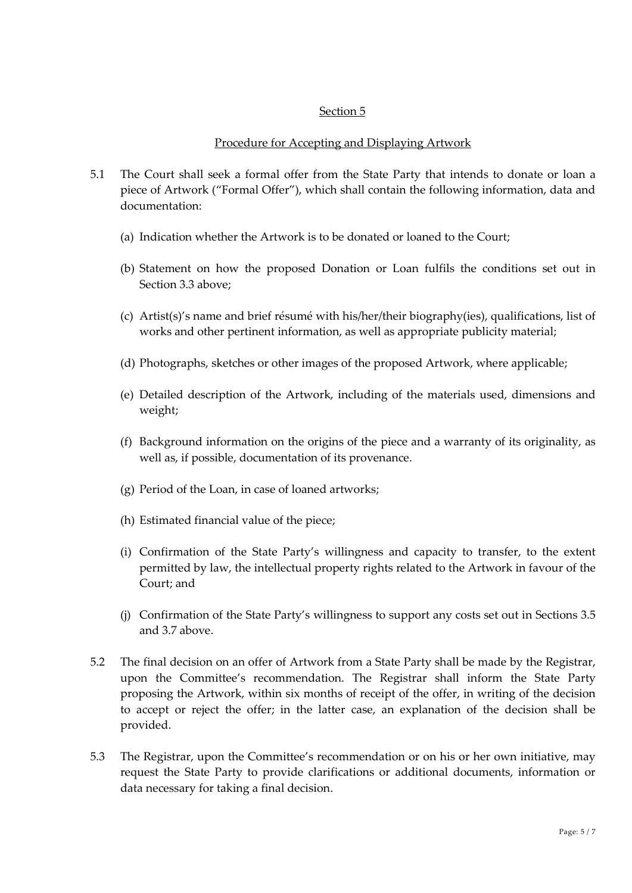## Section 5

## Procedure for Accepting and Displaying Artwork

5.1 The Court shall seek a formal offer from the State Party that intends to donate or loan a piece of Artwork ("Formal Offer"), which shall contain the following information, data and documentation:

(a) Indication whether the Artwork is to be donated or loaned to the Court;

(b) Statement on how the proposed Donation or Loan fulfils the conditions set out in Section 3.3 above;

(c) Artist(s)'s name and brief résumé with his/her/their biography(ies), qualifications, list of works and other pertinent information, as well as appropriate publicity material;

(d) Photographs, sketches or other images of the proposed Artwork, where applicable;

(e) Detailed description of the Artwork, including of the materials used, dimensions and weight;

(f) Background information on the origins of the piece and a warranty of its originality, as well as, if possible, documentation of its provenance.

(g) Period of the Loan, in case of loaned artworks;

(h) Estimated financial value of the piece;

(i) Confirmation of the State Party's willingness and capacity to transfer, to the extent permitted by law, the intellectual property rights related to the Artwork in favour of the Court; and

(j) Confirmation of the State Party's willingness to support any costs set out in Sections 3.5 and 3.7 above.

5.2 The final decision on an offer of Artwork from a State Party shall be made by the Registrar, upon the Committee's recommendation. The Registrar shall inform the State Party proposing the Artwork, within six months of receipt of the offer, in writing of the decision to accept or reject the offer; in the latter case, an explanation of the decision shall be provided.

5.3 The Registrar, upon the Committee's recommendation or on his or her own initiative, may request the State Party to provide clarifications or additional documents, information or data necessary for taking a final decision.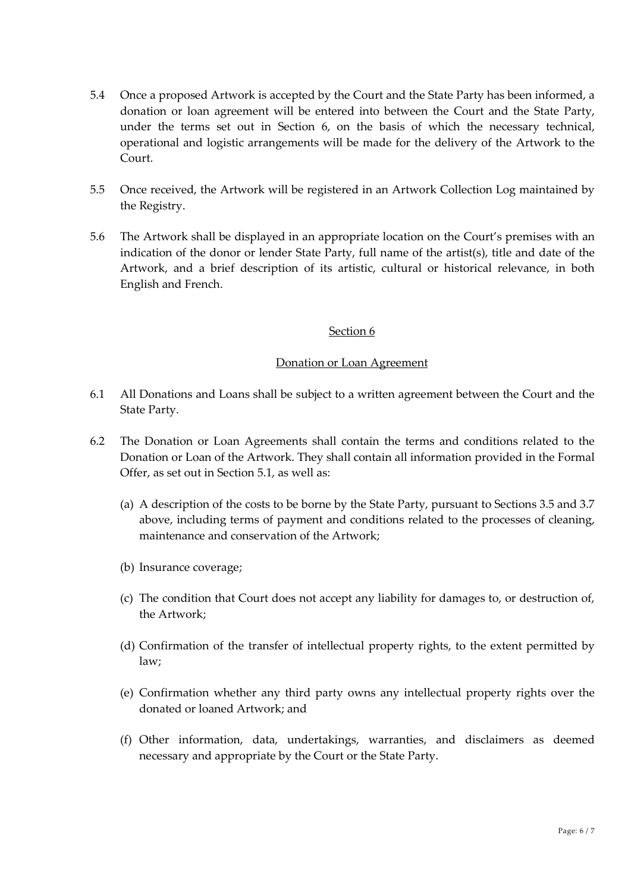5.4 Once a proposed Artwork is accepted by the Court and the State Party has been informed, a donation or loan agreement will be entered into between the Court and the State Party, under the terms set out in Section 6, on the basis of which the necessary technical, operational and logistic arrangements will be made for the delivery of the Artwork to the Court.

5.5 Once received, the Artwork will be registered in an Artwork Collection Log maintained by the Registry.

5.6 The Artwork shall be displayed in an appropriate location on the Court's premises with an indication of the donor or lender State Party, full name of the artist(s), title and date of the Artwork, and a brief description of its artistic, cultural or historical relevance, in both English and French.

## Section 6

## Donation or Loan Agreement

6.1 All Donations and Loans shall be subject to a written agreement between the Court and the State Party.

6.2 The Donation or Loan Agreements shall contain the terms and conditions related to the Donation or Loan of the Artwork. They shall contain all information provided in the Formal Offer, as set out in Section 5.1, as well as:

(a) A description of the costs to be borne by the State Party, pursuant to Sections 3.5 and 3.7 above, including terms of payment and conditions related to the processes of cleaning, maintenance and conservation of the Artwork;

(b) Insurance coverage;

(c) The condition that Court does not accept any liability for damages to, or destruction of, the Artwork;

(d) Confirmation of the transfer of intellectual property rights, to the extent permitted by law;

(e) Confirmation whether any third party owns any intellectual property rights over the donated or loaned Artwork; and

(f) Other information, data, undertakings, warranties, and disclaimers as deemed necessary and appropriate by the Court or the State Party.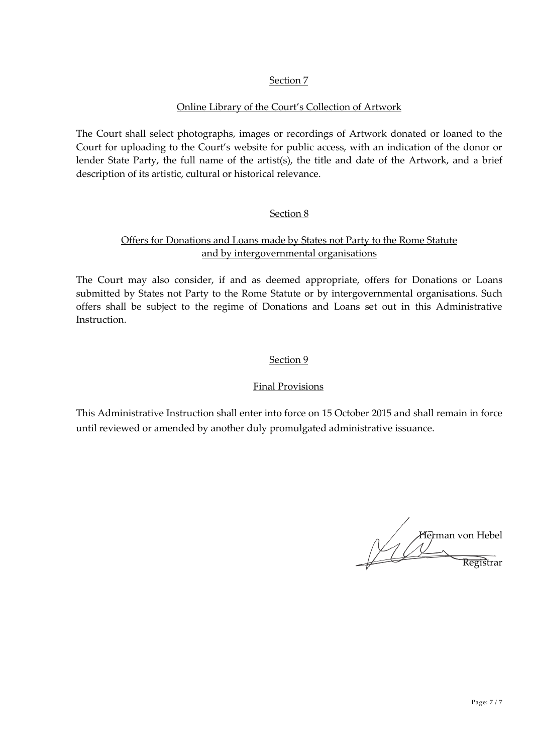Section 7

Online Library of the Court's Collection of Artwork

The Court shall select photographs, images or recordings of Artwork donated or loaned to the Court for uploading to the Court's website for public access, with an indication of the donor or lender State Party, the full name of the artist(s), the title and date of the Artwork, and a brief description of its artistic, cultural or historical relevance.

Section 8

Offers for Donations and Loans made by States not Party to the Rome Statute and by intergovernmental organisations

The Court may also consider, if and as deemed appropriate, offers for Donations or Loans submitted by States not Party to the Rome Statute or by intergovernmental organisations. Such offers shall be subject to the regime of Donations and Loans set out in this Administrative Instruction.

Section 9

Final Provisions

This Administrative Instruction shall enter into force on 15 October 2015 and shall remain in force until reviewed or amended by another duly promulgated administrative issuance.

Herman von Hebel

Registrar